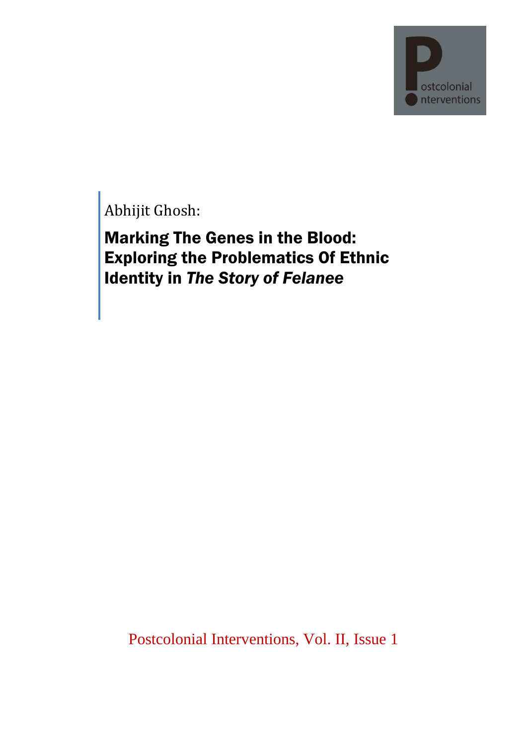Abhijit Ghosh:

# Marking The Genes in the Blood: Exploring the Problematics Of Ethnic Identity in *The Story of Felanee*

Postcolonial Interventions, Vol. II, Issue 1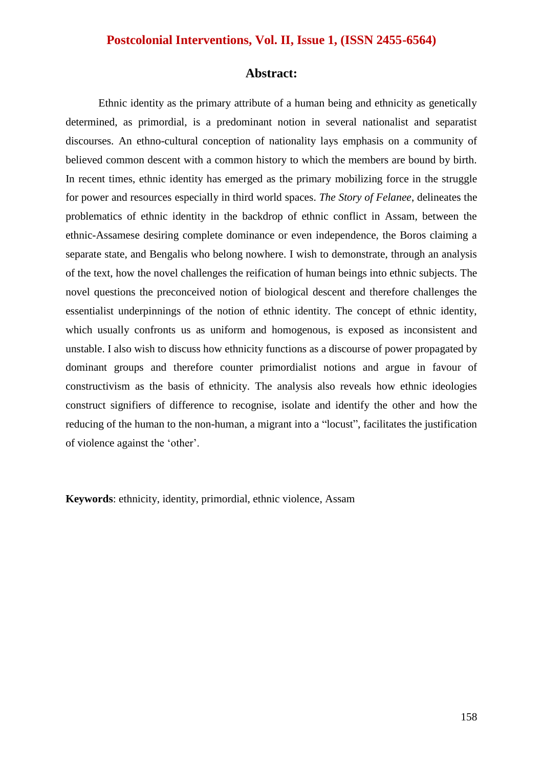## Abstract:

Ethnic identity as the primary attribute of a human being and ethnicity as genetically determined, as primordial, is a predominant notion in several nationalist and separatist discourses. An ethno-cultural conception of nationality lays emphasis on a community of believed common descent with a common history to which the members are bound by birth. In recent times, ethnic identity has emerged as the primary mobilizing force in the struggle for power and resources especially in third world spaces. *The Story of Felanee*, delineates the problematics of ethnic identity in the backdrop of ethnic conflict in Assam, between the ethnic-Assamese desiring complete dominance or even independence, the Boros claiming a separate state, and Bengalis who belong nowhere. I wish to demonstrate, through an analysis of the text, how the novel challenges the reification of human beings into ethnic subjects. The novel questions the preconceived notion of biological descent and therefore challenges the essentialist underpinnings of the notion of ethnic identity. The concept of ethnic identity, which usually confronts us as uniform and homogenous, is exposed as inconsistent and unstable. I also wish to discuss how ethnicity functions as a discourse of power propagated by dominant groups and therefore counter primordialist notions and argue in favour of constructivism as the basis of ethnicity. The analysis also reveals how ethnic ideologies construct signifiers of difference to recognise, isolate and identify the other and how the reducing of the human to the non-human, a migrant into a "locust", facilitates the justification of violence against the 'other'.

**Keywords**: ethnicity, identity, primordial, ethnic violence, Assam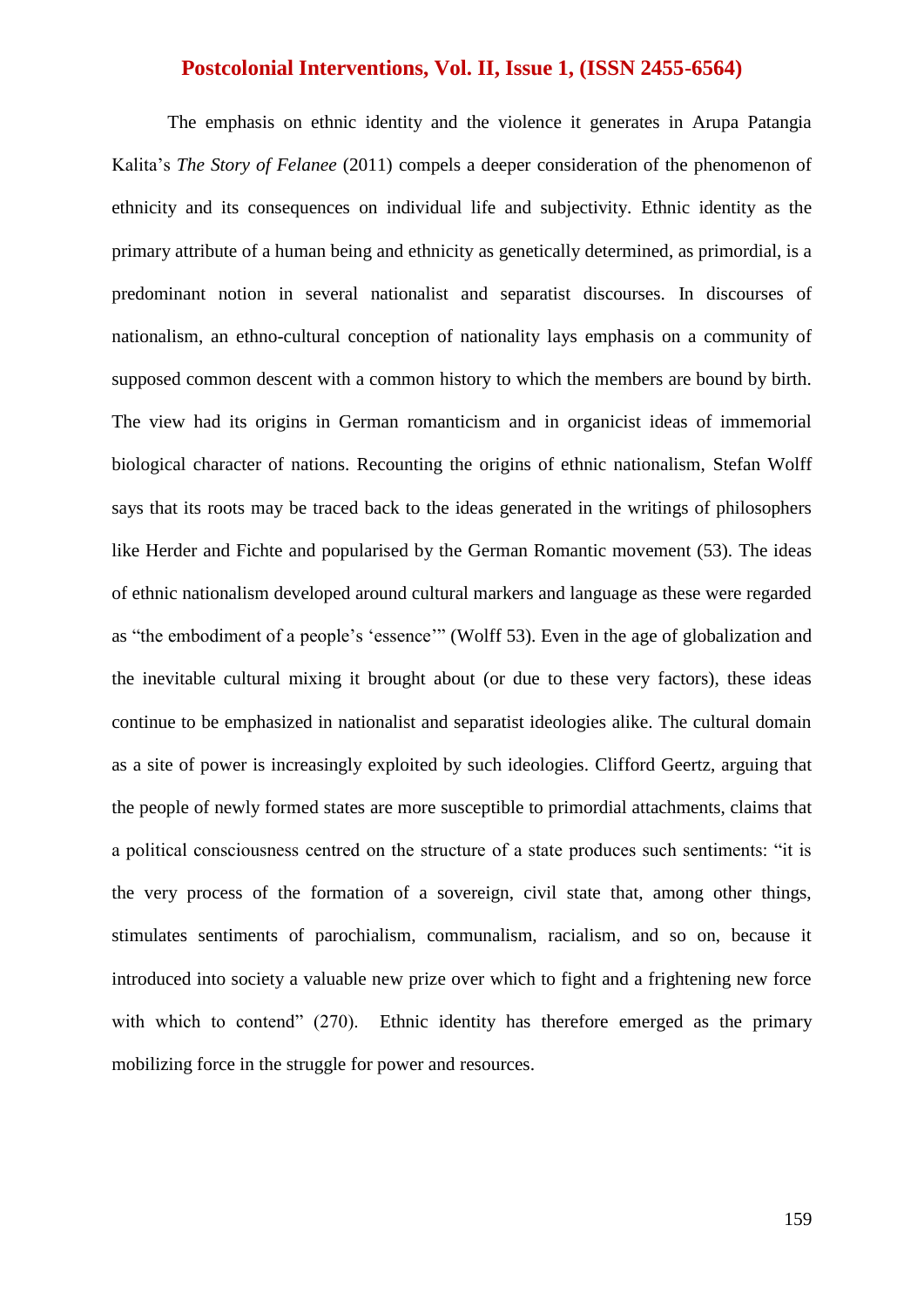The emphasis on ethnic identity and the violence it generates in Arupa Patangia Kalita's *The Story of Felanee* (2011) compels a deeper consideration of the phenomenon of ethnicity and its consequences on individual life and subjectivity. Ethnic identity as the primary attribute of a human being and ethnicity as genetically determined, as primordial, is a predominant notion in several nationalist and separatist discourses. In discourses of nationalism, an ethno-cultural conception of nationality lays emphasis on a community of supposed common descent with a common history to which the members are bound by birth. The view had its origins in German romanticism and in organicist ideas of immemorial biological character of nations. Recounting the origins of ethnic nationalism, Stefan Wolff says that its roots may be traced back to the ideas generated in the writings of philosophers like Herder and Fichte and popularised by the German Romantic movement (53). The ideas of ethnic nationalism developed around cultural markers and language as these were regarded as "the embodiment of a people's 'essence'" (Wolff 53). Even in the age of globalization and the inevitable cultural mixing it brought about (or due to these very factors), these ideas continue to be emphasized in nationalist and separatist ideologies alike. The cultural domain as a site of power is increasingly exploited by such ideologies. Clifford Geertz, arguing that the people of newly formed states are more susceptible to primordial attachments, claims that a political consciousness centred on the structure of a state produces such sentiments: "it is the very process of the formation of a sovereign, civil state that, among other things, stimulates sentiments of parochialism, communalism, racialism, and so on, because it introduced into society a valuable new prize over which to fight and a frightening new force with which to contend" (270). Ethnic identity has therefore emerged as the primary mobilizing force in the struggle for power and resources.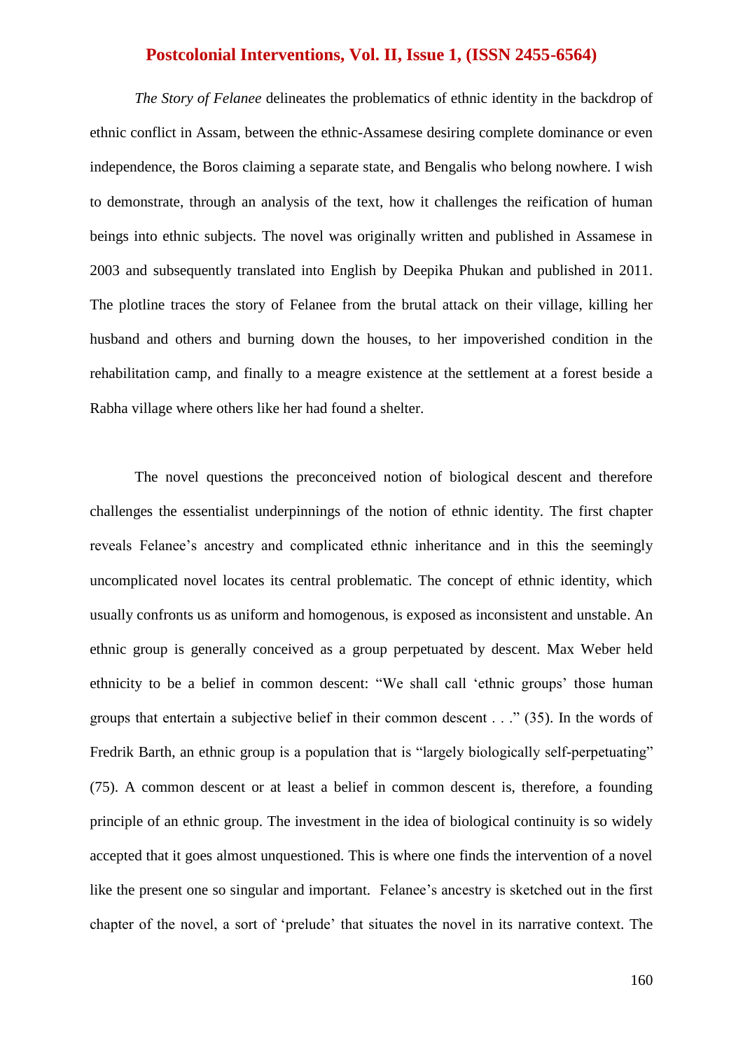*The Story of Felanee* delineates the problematics of ethnic identity in the backdrop of ethnic conflict in Assam, between the ethnic-Assamese desiring complete dominance or even independence, the Boros claiming a separate state, and Bengalis who belong nowhere. I wish to demonstrate, through an analysis of the text, how it challenges the reification of human beings into ethnic subjects. The novel was originally written and published in Assamese in 2003 and subsequently translated into English by Deepika Phukan and published in 2011. The plotline traces the story of Felanee from the brutal attack on their village, killing her husband and others and burning down the houses, to her impoverished condition in the rehabilitation camp, and finally to a meagre existence at the settlement at a forest beside a Rabha village where others like her had found a shelter.

The novel questions the preconceived notion of biological descent and therefore challenges the essentialist underpinnings of the notion of ethnic identity. The first chapter reveals Felanee's ancestry and complicated ethnic inheritance and in this the seemingly uncomplicated novel locates its central problematic. The concept of ethnic identity, which usually confronts us as uniform and homogenous, is exposed as inconsistent and unstable. An ethnic group is generally conceived as a group perpetuated by descent. Max Weber held ethnicity to be a belief in common descent: "We shall call 'ethnic groups' those human groups that entertain a subjective belief in their common descent . . ." (35). In the words of Fredrik Barth, an ethnic group is a population that is "largely biologically self-perpetuating" (75). A common descent or at least a belief in common descent is, therefore, a founding principle of an ethnic group. The investment in the idea of biological continuity is so widely accepted that it goes almost unquestioned. This is where one finds the intervention of a novel like the present one so singular and important. Felanee's ancestry is sketched out in the first chapter of the novel, a sort of 'prelude' that situates the novel in its narrative context. The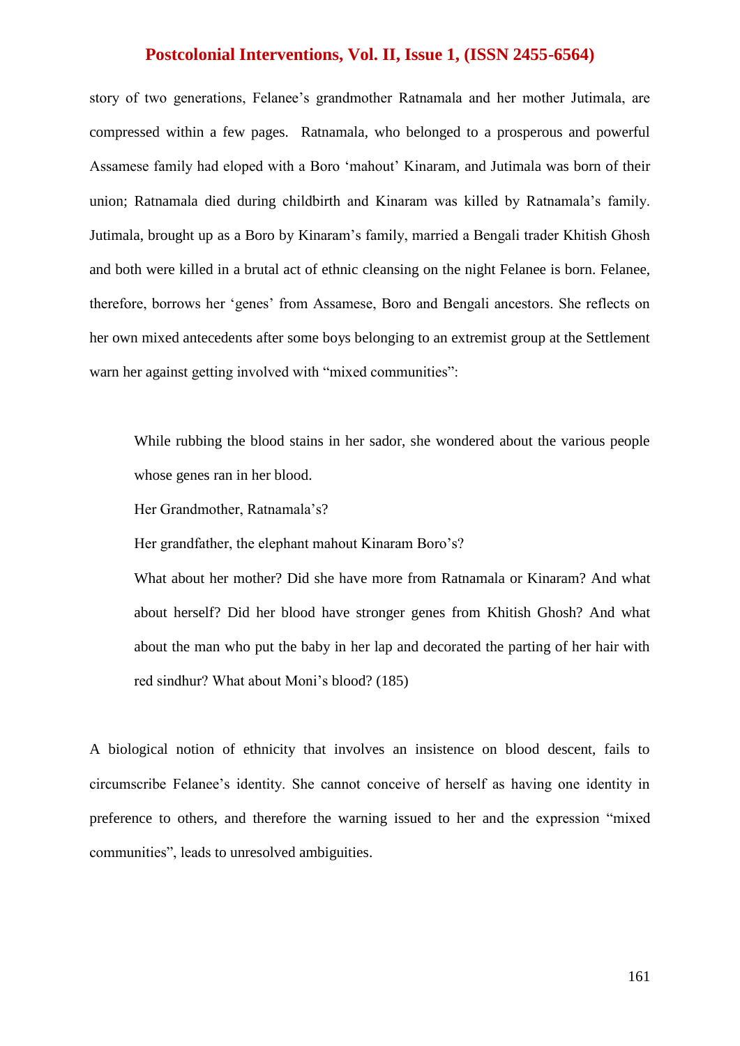story of two generations, Felanee's grandmother Ratnamala and her mother Jutimala, are compressed within a few pages. Ratnamala, who belonged to a prosperous and powerful Assamese family had eloped with a Boro 'mahout' Kinaram, and Jutimala was born of their union; Ratnamala died during childbirth and Kinaram was killed by Ratnamala's family. Jutimala, brought up as a Boro by Kinaram's family, married a Bengali trader Khitish Ghosh and both were killed in a brutal act of ethnic cleansing on the night Felanee is born. Felanee, therefore, borrows her 'genes' from Assamese, Boro and Bengali ancestors. She reflects on her own mixed antecedents after some boys belonging to an extremist group at the Settlement warn her against getting involved with "mixed communities":

> While rubbing the blood stains in her sador, she wondered about the various people whose genes ran in her blood.
>
> Her Grandmother, Ratnamala's?
>
> Her grandfather, the elephant mahout Kinaram Boro's?
>
> What about her mother? Did she have more from Ratnamala or Kinaram? And what about herself? Did her blood have stronger genes from Khitish Ghosh? And what about the man who put the baby in her lap and decorated the parting of her hair with red sindhur? What about Moni's blood? (185)

A biological notion of ethnicity that involves an insistence on blood descent, fails to circumscribe Felanee's identity. She cannot conceive of herself as having one identity in preference to others, and therefore the warning issued to her and the expression "mixed communities", leads to unresolved ambiguities.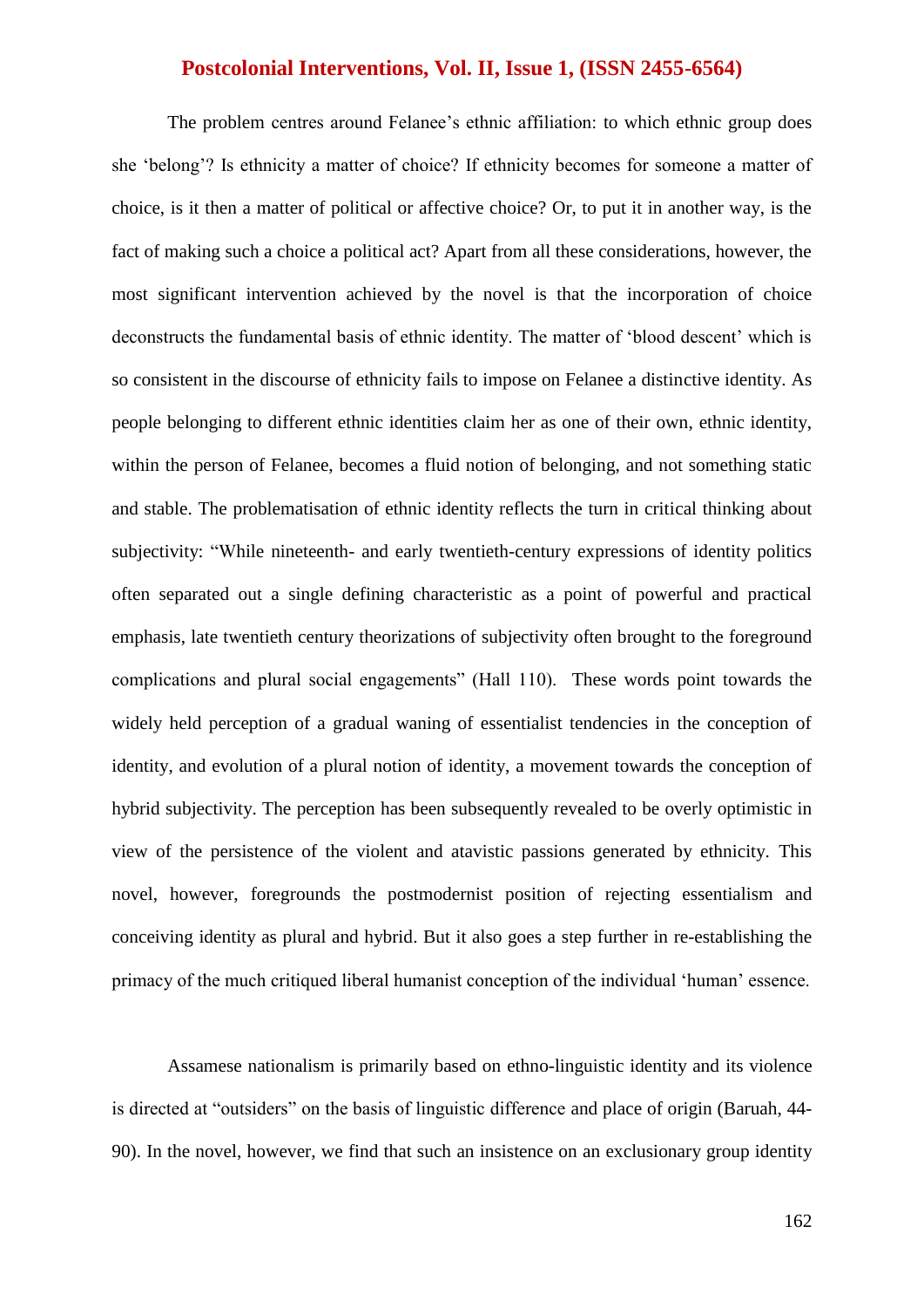The problem centres around Felanee's ethnic affiliation: to which ethnic group does she 'belong'? Is ethnicity a matter of choice? If ethnicity becomes for someone a matter of choice, is it then a matter of political or affective choice? Or, to put it in another way, is the fact of making such a choice a political act? Apart from all these considerations, however, the most significant intervention achieved by the novel is that the incorporation of choice deconstructs the fundamental basis of ethnic identity. The matter of 'blood descent' which is so consistent in the discourse of ethnicity fails to impose on Felanee a distinctive identity. As people belonging to different ethnic identities claim her as one of their own, ethnic identity, within the person of Felanee, becomes a fluid notion of belonging, and not something static and stable. The problematisation of ethnic identity reflects the turn in critical thinking about subjectivity: "While nineteenth- and early twentieth-century expressions of identity politics often separated out a single defining characteristic as a point of powerful and practical emphasis, late twentieth century theorizations of subjectivity often brought to the foreground complications and plural social engagements" (Hall 110). These words point towards the widely held perception of a gradual waning of essentialist tendencies in the conception of identity, and evolution of a plural notion of identity, a movement towards the conception of hybrid subjectivity. The perception has been subsequently revealed to be overly optimistic in view of the persistence of the violent and atavistic passions generated by ethnicity. This novel, however, foregrounds the postmodernist position of rejecting essentialism and conceiving identity as plural and hybrid. But it also goes a step further in re-establishing the primacy of the much critiqued liberal humanist conception of the individual 'human' essence.

Assamese nationalism is primarily based on ethno-linguistic identity and its violence is directed at "outsiders" on the basis of linguistic difference and place of origin (Baruah, 44-90). In the novel, however, we find that such an insistence on an exclusionary group identity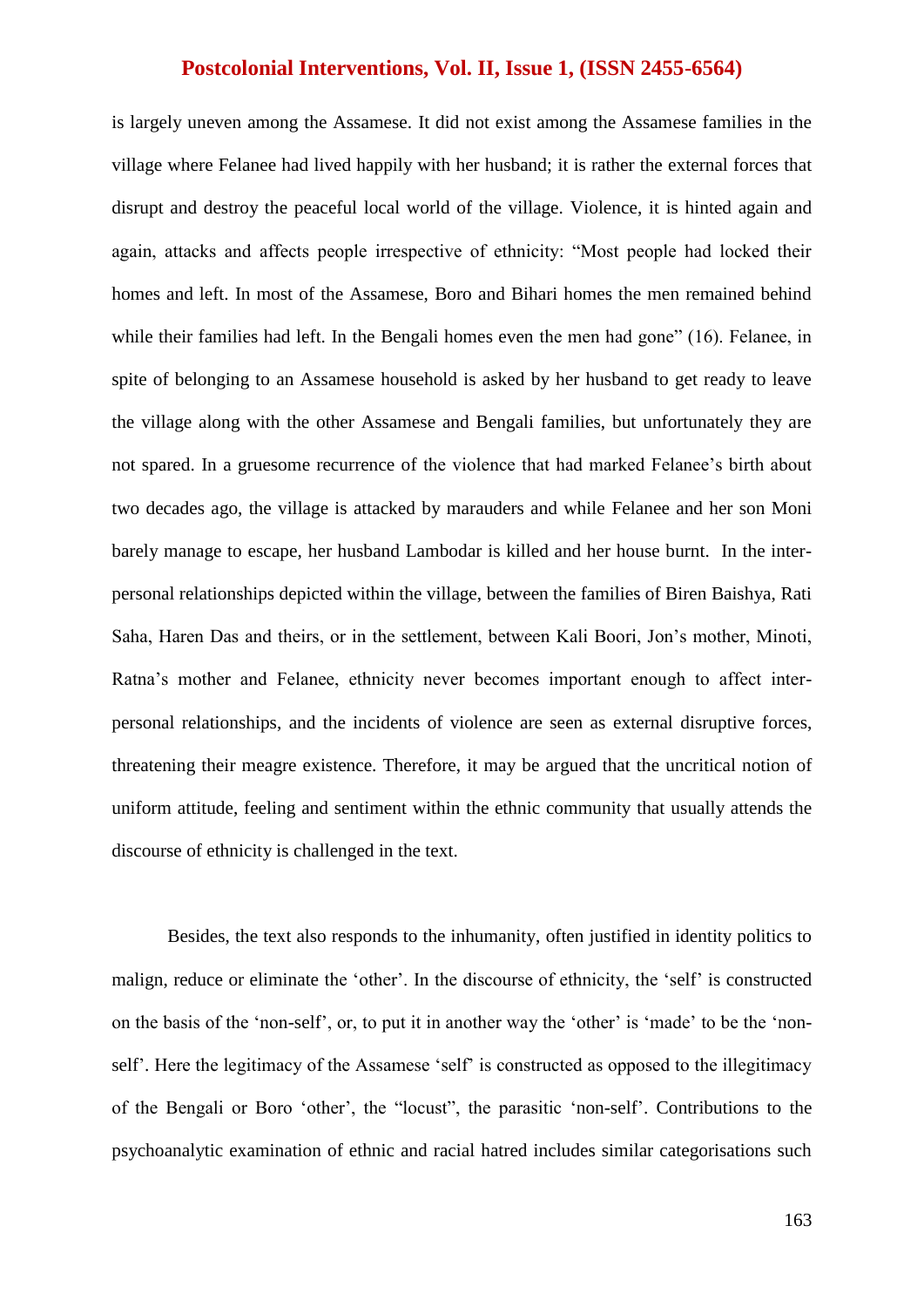is largely uneven among the Assamese. It did not exist among the Assamese families in the village where Felanee had lived happily with her husband; it is rather the external forces that disrupt and destroy the peaceful local world of the village. Violence, it is hinted again and again, attacks and affects people irrespective of ethnicity: "Most people had locked their homes and left. In most of the Assamese, Boro and Bihari homes the men remained behind while their families had left. In the Bengali homes even the men had gone" (16). Felanee, in spite of belonging to an Assamese household is asked by her husband to get ready to leave the village along with the other Assamese and Bengali families, but unfortunately they are not spared. In a gruesome recurrence of the violence that had marked Felanee's birth about two decades ago, the village is attacked by marauders and while Felanee and her son Moni barely manage to escape, her husband Lambodar is killed and her house burnt. In the inter-personal relationships depicted within the village, between the families of Biren Baishya, Rati Saha, Haren Das and theirs, or in the settlement, between Kali Boori, Jon's mother, Minoti, Ratna's mother and Felanee, ethnicity never becomes important enough to affect inter-personal relationships, and the incidents of violence are seen as external disruptive forces, threatening their meagre existence. Therefore, it may be argued that the uncritical notion of uniform attitude, feeling and sentiment within the ethnic community that usually attends the discourse of ethnicity is challenged in the text.

Besides, the text also responds to the inhumanity, often justified in identity politics to malign, reduce or eliminate the 'other'. In the discourse of ethnicity, the 'self' is constructed on the basis of the 'non-self', or, to put it in another way the 'other' is 'made' to be the 'non-self'. Here the legitimacy of the Assamese 'self' is constructed as opposed to the illegitimacy of the Bengali or Boro 'other', the "locust", the parasitic 'non-self'. Contributions to the psychoanalytic examination of ethnic and racial hatred includes similar categorisations such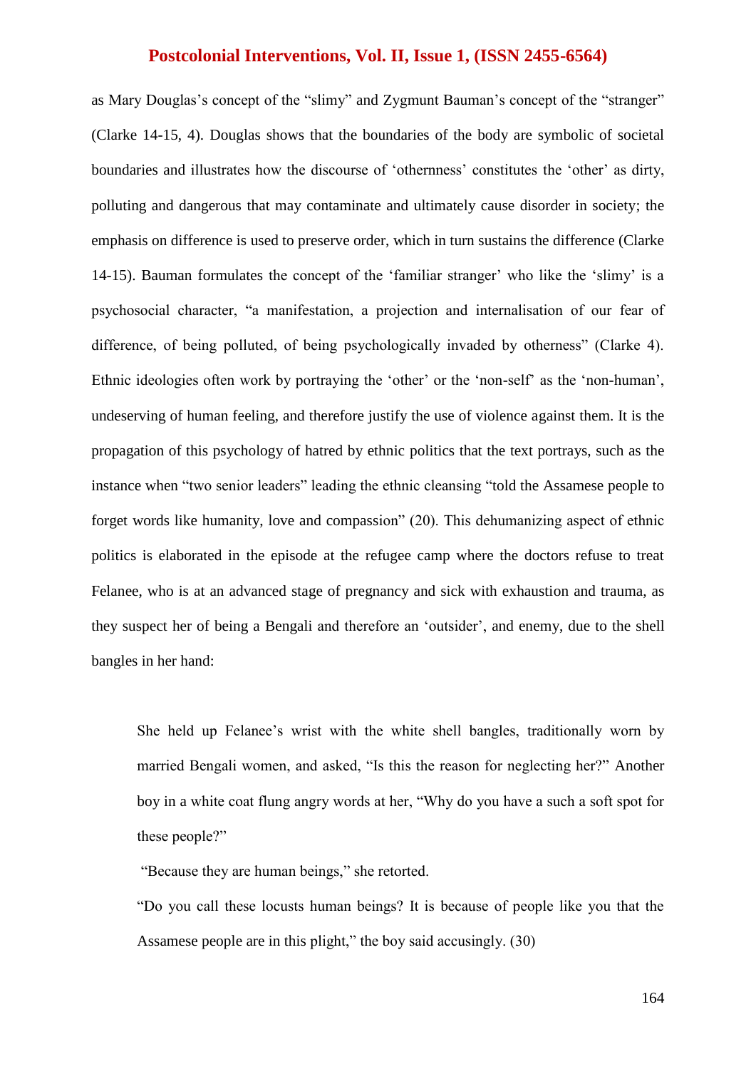as Mary Douglas's concept of the "slimy" and Zygmunt Bauman's concept of the "stranger" (Clarke 14-15, 4). Douglas shows that the boundaries of the body are symbolic of societal boundaries and illustrates how the discourse of 'othernness' constitutes the 'other' as dirty, polluting and dangerous that may contaminate and ultimately cause disorder in society; the emphasis on difference is used to preserve order, which in turn sustains the difference (Clarke 14-15). Bauman formulates the concept of the 'familiar stranger' who like the 'slimy' is a psychosocial character, "a manifestation, a projection and internalisation of our fear of difference, of being polluted, of being psychologically invaded by otherness" (Clarke 4). Ethnic ideologies often work by portraying the 'other' or the 'non-self' as the 'non-human', undeserving of human feeling, and therefore justify the use of violence against them. It is the propagation of this psychology of hatred by ethnic politics that the text portrays, such as the instance when "two senior leaders" leading the ethnic cleansing "told the Assamese people to forget words like humanity, love and compassion" (20). This dehumanizing aspect of ethnic politics is elaborated in the episode at the refugee camp where the doctors refuse to treat Felanee, who is at an advanced stage of pregnancy and sick with exhaustion and trauma, as they suspect her of being a Bengali and therefore an 'outsider', and enemy, due to the shell bangles in her hand:

> She held up Felanee's wrist with the white shell bangles, traditionally worn by married Bengali women, and asked, "Is this the reason for neglecting her?" Another boy in a white coat flung angry words at her, "Why do you have a such a soft spot for these people?"
>
> "Because they are human beings," she retorted.
>
> "Do you call these locusts human beings? It is because of people like you that the Assamese people are in this plight," the boy said accusingly. (30)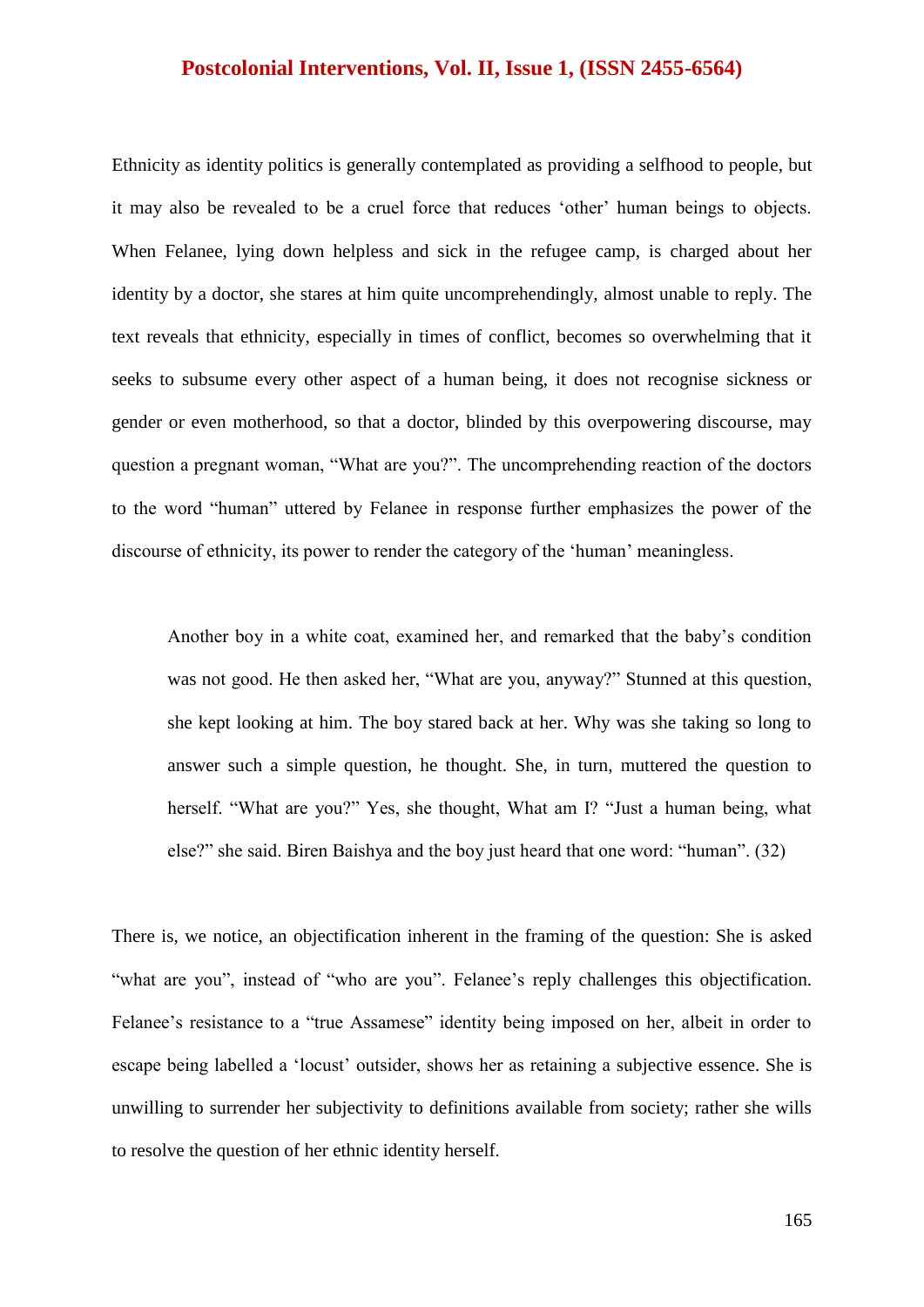Ethnicity as identity politics is generally contemplated as providing a selfhood to people, but it may also be revealed to be a cruel force that reduces 'other' human beings to objects. When Felanee, lying down helpless and sick in the refugee camp, is charged about her identity by a doctor, she stares at him quite uncomprehendingly, almost unable to reply. The text reveals that ethnicity, especially in times of conflict, becomes so overwhelming that it seeks to subsume every other aspect of a human being, it does not recognise sickness or gender or even motherhood, so that a doctor, blinded by this overpowering discourse, may question a pregnant woman, "What are you?". The uncomprehending reaction of the doctors to the word "human" uttered by Felanee in response further emphasizes the power of the discourse of ethnicity, its power to render the category of the 'human' meaningless.

> Another boy in a white coat, examined her, and remarked that the baby's condition was not good. He then asked her, "What are you, anyway?" Stunned at this question, she kept looking at him. The boy stared back at her. Why was she taking so long to answer such a simple question, he thought. She, in turn, muttered the question to herself. "What are you?" Yes, she thought, What am I? "Just a human being, what else?" she said. Biren Baishya and the boy just heard that one word: "human". (32)

There is, we notice, an objectification inherent in the framing of the question: She is asked "what are you", instead of "who are you". Felanee's reply challenges this objectification. Felanee's resistance to a "true Assamese" identity being imposed on her, albeit in order to escape being labelled a 'locust' outsider, shows her as retaining a subjective essence. She is unwilling to surrender her subjectivity to definitions available from society; rather she wills to resolve the question of her ethnic identity herself.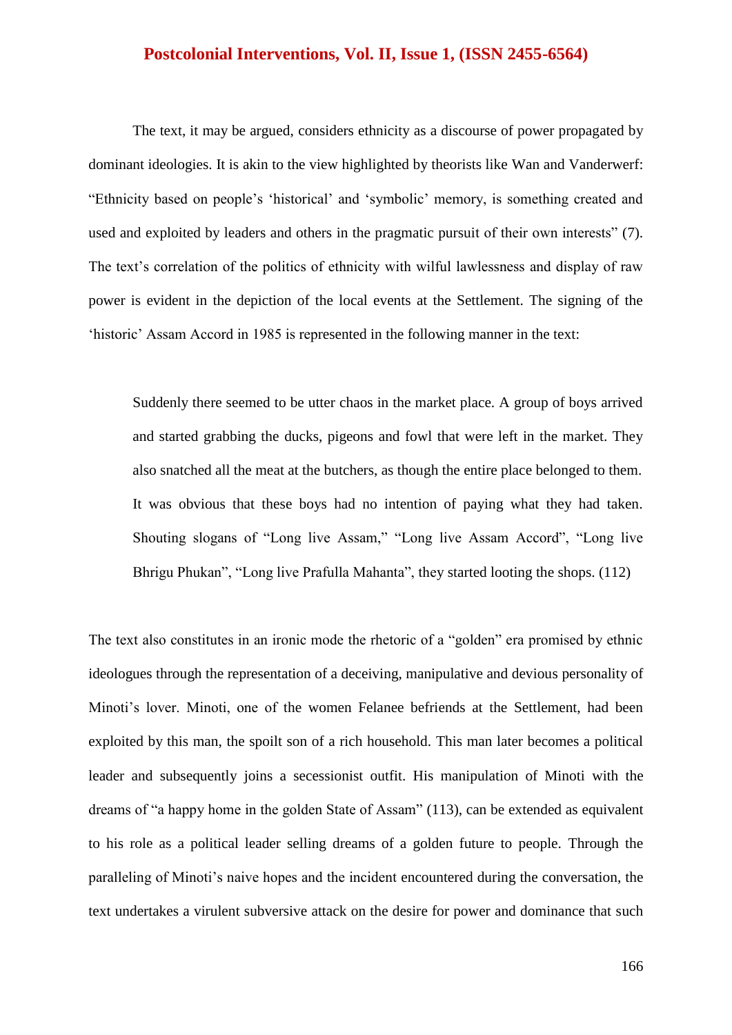The text, it may be argued, considers ethnicity as a discourse of power propagated by dominant ideologies. It is akin to the view highlighted by theorists like Wan and Vanderwerf: "Ethnicity based on people's 'historical' and 'symbolic' memory, is something created and used and exploited by leaders and others in the pragmatic pursuit of their own interests" (7). The text's correlation of the politics of ethnicity with wilful lawlessness and display of raw power is evident in the depiction of the local events at the Settlement. The signing of the 'historic' Assam Accord in 1985 is represented in the following manner in the text:

> Suddenly there seemed to be utter chaos in the market place. A group of boys arrived and started grabbing the ducks, pigeons and fowl that were left in the market. They also snatched all the meat at the butchers, as though the entire place belonged to them. It was obvious that these boys had no intention of paying what they had taken. Shouting slogans of "Long live Assam," "Long live Assam Accord", "Long live Bhrigu Phukan", "Long live Prafulla Mahanta", they started looting the shops. (112)

The text also constitutes in an ironic mode the rhetoric of a "golden" era promised by ethnic ideologues through the representation of a deceiving, manipulative and devious personality of Minoti's lover. Minoti, one of the women Felanee befriends at the Settlement, had been exploited by this man, the spoilt son of a rich household. This man later becomes a political leader and subsequently joins a secessionist outfit. His manipulation of Minoti with the dreams of "a happy home in the golden State of Assam" (113), can be extended as equivalent to his role as a political leader selling dreams of a golden future to people. Through the paralleling of Minoti's naive hopes and the incident encountered during the conversation, the text undertakes a virulent subversive attack on the desire for power and dominance that such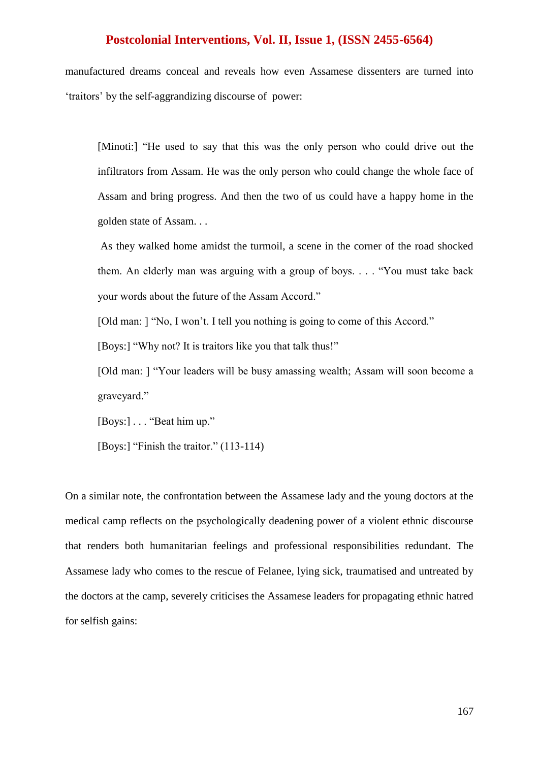manufactured dreams conceal and reveals how even Assamese dissenters are turned into 'traitors' by the self-aggrandizing discourse of power:

> [Minoti:] "He used to say that this was the only person who could drive out the infiltrators from Assam. He was the only person who could change the whole face of Assam and bring progress. And then the two of us could have a happy home in the golden state of Assam. . .
>
> As they walked home amidst the turmoil, a scene in the corner of the road shocked them. An elderly man was arguing with a group of boys. . . . "You must take back your words about the future of the Assam Accord."
>
> [Old man: ] "No, I won't. I tell you nothing is going to come of this Accord."
>
> [Boys:] "Why not? It is traitors like you that talk thus!"
>
> [Old man: ] "Your leaders will be busy amassing wealth; Assam will soon become a graveyard."
>
> [Boys:] . . . "Beat him up."
>
> [Boys:] "Finish the traitor." (113-114)

On a similar note, the confrontation between the Assamese lady and the young doctors at the medical camp reflects on the psychologically deadening power of a violent ethnic discourse that renders both humanitarian feelings and professional responsibilities redundant. The Assamese lady who comes to the rescue of Felanee, lying sick, traumatised and untreated by the doctors at the camp, severely criticises the Assamese leaders for propagating ethnic hatred for selfish gains: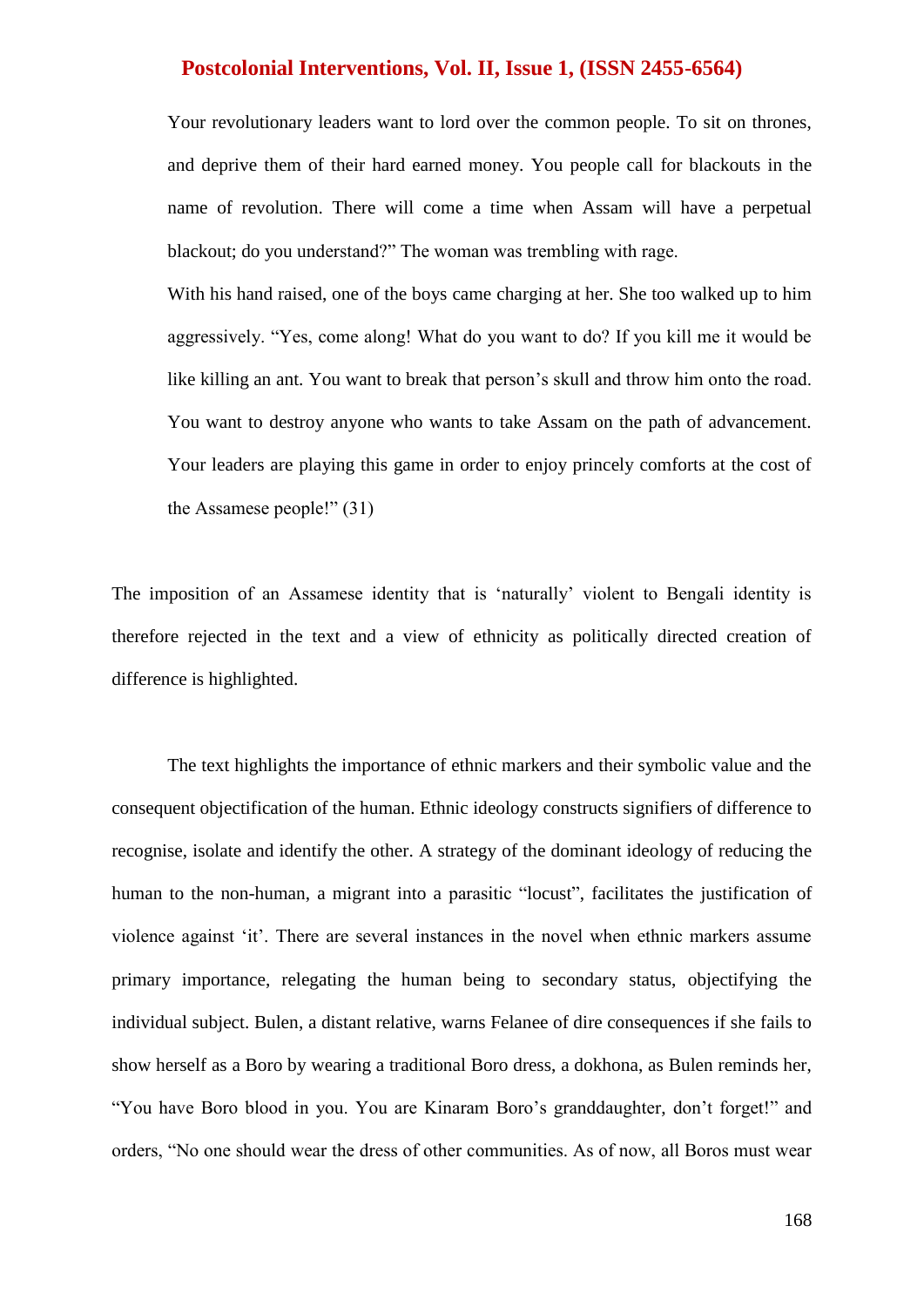> Your revolutionary leaders want to lord over the common people. To sit on thrones, and deprive them of their hard earned money. You people call for blackouts in the name of revolution. There will come a time when Assam will have a perpetual blackout; do you understand?" The woman was trembling with rage.
>
> With his hand raised, one of the boys came charging at her. She too walked up to him aggressively. "Yes, come along! What do you want to do? If you kill me it would be like killing an ant. You want to break that person's skull and throw him onto the road. You want to destroy anyone who wants to take Assam on the path of advancement. Your leaders are playing this game in order to enjoy princely comforts at the cost of the Assamese people!" (31)

The imposition of an Assamese identity that is 'naturally' violent to Bengali identity is therefore rejected in the text and a view of ethnicity as politically directed creation of difference is highlighted.

The text highlights the importance of ethnic markers and their symbolic value and the consequent objectification of the human. Ethnic ideology constructs signifiers of difference to recognise, isolate and identify the other. A strategy of the dominant ideology of reducing the human to the non-human, a migrant into a parasitic "locust", facilitates the justification of violence against 'it'. There are several instances in the novel when ethnic markers assume primary importance, relegating the human being to secondary status, objectifying the individual subject. Bulen, a distant relative, warns Felanee of dire consequences if she fails to show herself as a Boro by wearing a traditional Boro dress, a dokhona, as Bulen reminds her, "You have Boro blood in you. You are Kinaram Boro's granddaughter, don't forget!" and orders, "No one should wear the dress of other communities. As of now, all Boros must wear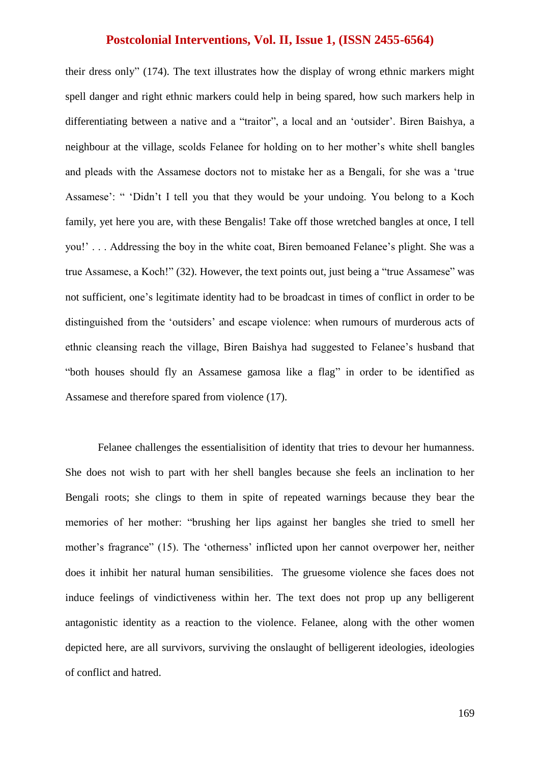their dress only" (174). The text illustrates how the display of wrong ethnic markers might spell danger and right ethnic markers could help in being spared, how such markers help in differentiating between a native and a "traitor", a local and an 'outsider'. Biren Baishya, a neighbour at the village, scolds Felanee for holding on to her mother's white shell bangles and pleads with the Assamese doctors not to mistake her as a Bengali, for she was a 'true Assamese': " 'Didn't I tell you that they would be your undoing. You belong to a Koch family, yet here you are, with these Bengalis! Take off those wretched bangles at once, I tell you!' . . . Addressing the boy in the white coat, Biren bemoaned Felanee's plight. She was a true Assamese, a Koch!" (32). However, the text points out, just being a "true Assamese" was not sufficient, one's legitimate identity had to be broadcast in times of conflict in order to be distinguished from the 'outsiders' and escape violence: when rumours of murderous acts of ethnic cleansing reach the village, Biren Baishya had suggested to Felanee's husband that "both houses should fly an Assamese gamosa like a flag" in order to be identified as Assamese and therefore spared from violence (17).

Felanee challenges the essentialisition of identity that tries to devour her humanness. She does not wish to part with her shell bangles because she feels an inclination to her Bengali roots; she clings to them in spite of repeated warnings because they bear the memories of her mother: "brushing her lips against her bangles she tried to smell her mother's fragrance" (15). The 'otherness' inflicted upon her cannot overpower her, neither does it inhibit her natural human sensibilities. The gruesome violence she faces does not induce feelings of vindictiveness within her. The text does not prop up any belligerent antagonistic identity as a reaction to the violence. Felanee, along with the other women depicted here, are all survivors, surviving the onslaught of belligerent ideologies, ideologies of conflict and hatred.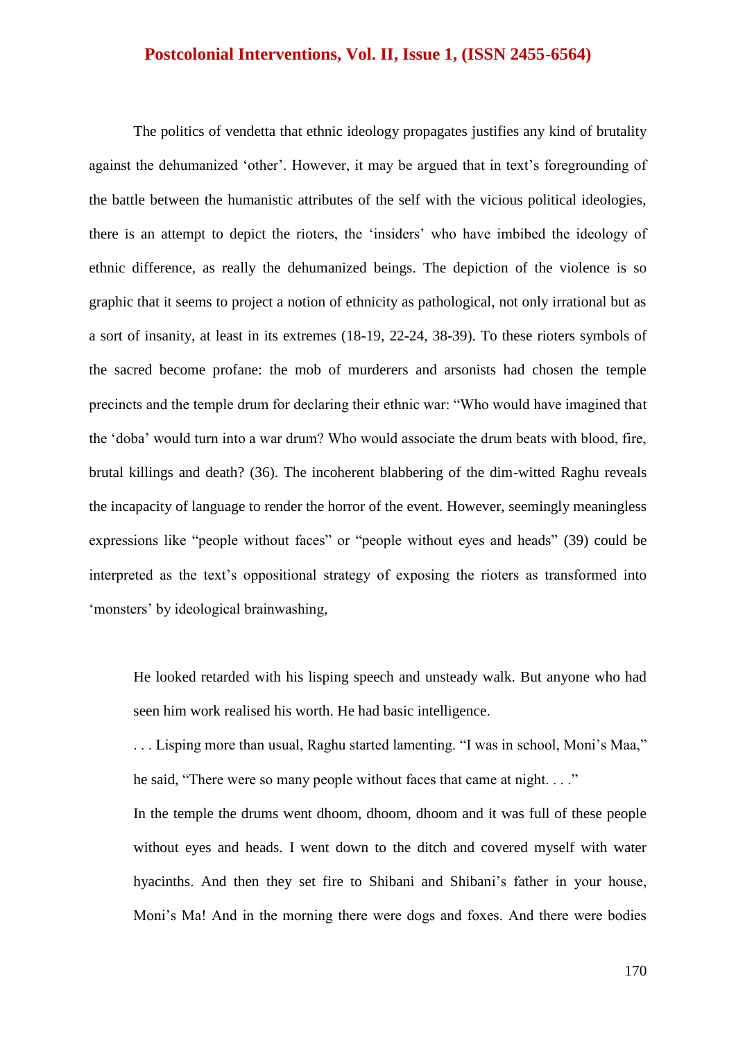The politics of vendetta that ethnic ideology propagates justifies any kind of brutality against the dehumanized 'other'. However, it may be argued that in text's foregrounding of the battle between the humanistic attributes of the self with the vicious political ideologies, there is an attempt to depict the rioters, the 'insiders' who have imbibed the ideology of ethnic difference, as really the dehumanized beings. The depiction of the violence is so graphic that it seems to project a notion of ethnicity as pathological, not only irrational but as a sort of insanity, at least in its extremes (18-19, 22-24, 38-39). To these rioters symbols of the sacred become profane: the mob of murderers and arsonists had chosen the temple precincts and the temple drum for declaring their ethnic war: "Who would have imagined that the 'doba' would turn into a war drum? Who would associate the drum beats with blood, fire, brutal killings and death? (36). The incoherent blabbering of the dim-witted Raghu reveals the incapacity of language to render the horror of the event. However, seemingly meaningless expressions like "people without faces" or "people without eyes and heads" (39) could be interpreted as the text's oppositional strategy of exposing the rioters as transformed into 'monsters' by ideological brainwashing,

> He looked retarded with his lisping speech and unsteady walk. But anyone who had seen him work realised his worth. He had basic intelligence.
>
> . . . Lisping more than usual, Raghu started lamenting. "I was in school, Moni's Maa," he said, "There were so many people without faces that came at night. . . ."
>
> In the temple the drums went dhoom, dhoom, dhoom and it was full of these people without eyes and heads. I went down to the ditch and covered myself with water hyacinths. And then they set fire to Shibani and Shibani's father in your house, Moni's Ma! And in the morning there were dogs and foxes. And there were bodies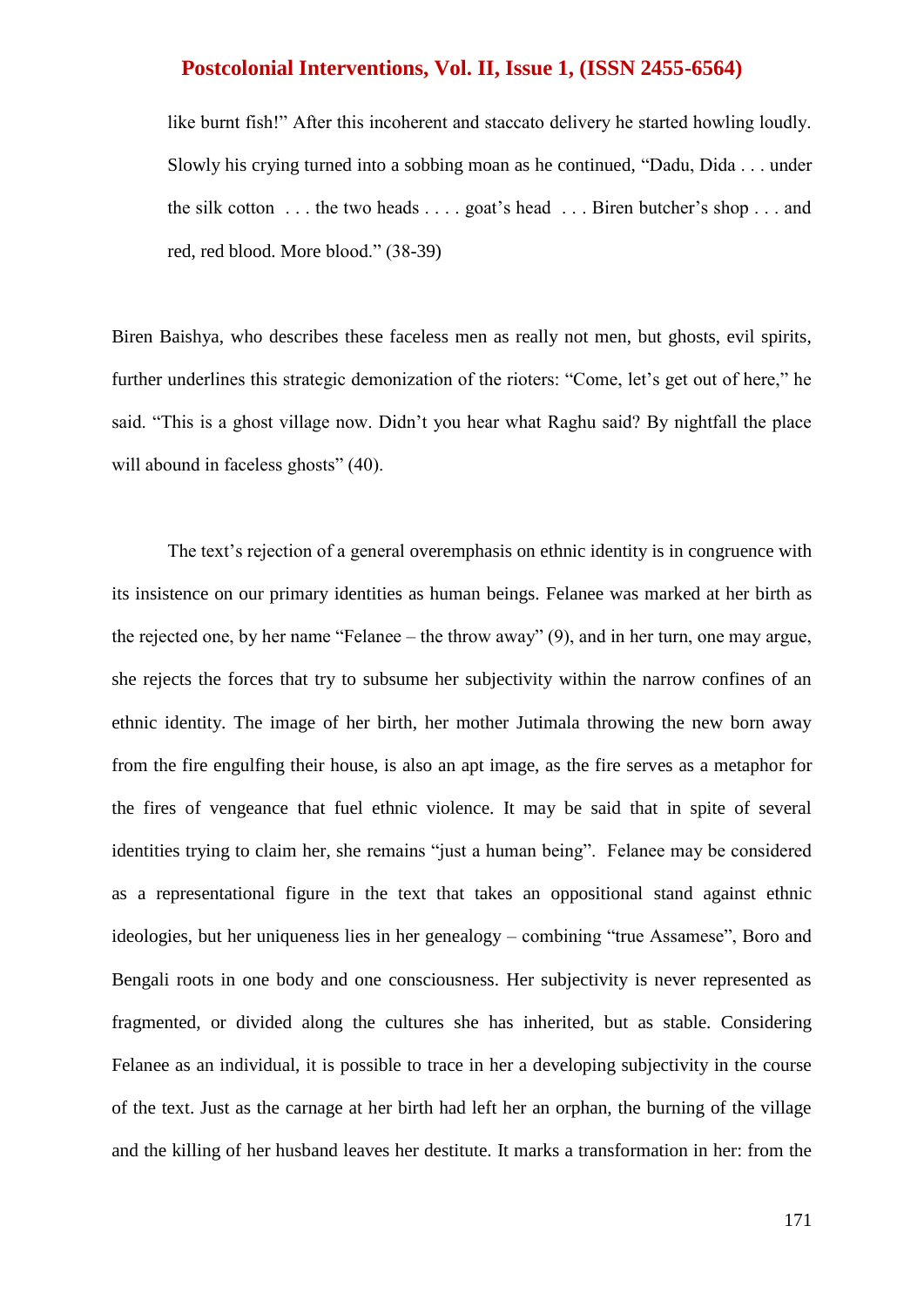> like burnt fish!" After this incoherent and staccato delivery he started howling loudly. Slowly his crying turned into a sobbing moan as he continued, "Dadu, Dida . . . under the silk cotton . . . the two heads . . . . goat's head . . . Biren butcher's shop . . . and red, red blood. More blood." (38-39)

Biren Baishya, who describes these faceless men as really not men, but ghosts, evil spirits, further underlines this strategic demonization of the rioters: "Come, let's get out of here," he said. "This is a ghost village now. Didn't you hear what Raghu said? By nightfall the place will abound in faceless ghosts" (40).

The text's rejection of a general overemphasis on ethnic identity is in congruence with its insistence on our primary identities as human beings. Felanee was marked at her birth as the rejected one, by her name "Felanee – the throw away" (9), and in her turn, one may argue, she rejects the forces that try to subsume her subjectivity within the narrow confines of an ethnic identity. The image of her birth, her mother Jutimala throwing the new born away from the fire engulfing their house, is also an apt image, as the fire serves as a metaphor for the fires of vengeance that fuel ethnic violence. It may be said that in spite of several identities trying to claim her, she remains "just a human being". Felanee may be considered as a representational figure in the text that takes an oppositional stand against ethnic ideologies, but her uniqueness lies in her genealogy – combining "true Assamese", Boro and Bengali roots in one body and one consciousness. Her subjectivity is never represented as fragmented, or divided along the cultures she has inherited, but as stable. Considering Felanee as an individual, it is possible to trace in her a developing subjectivity in the course of the text. Just as the carnage at her birth had left her an orphan, the burning of the village and the killing of her husband leaves her destitute. It marks a transformation in her: from the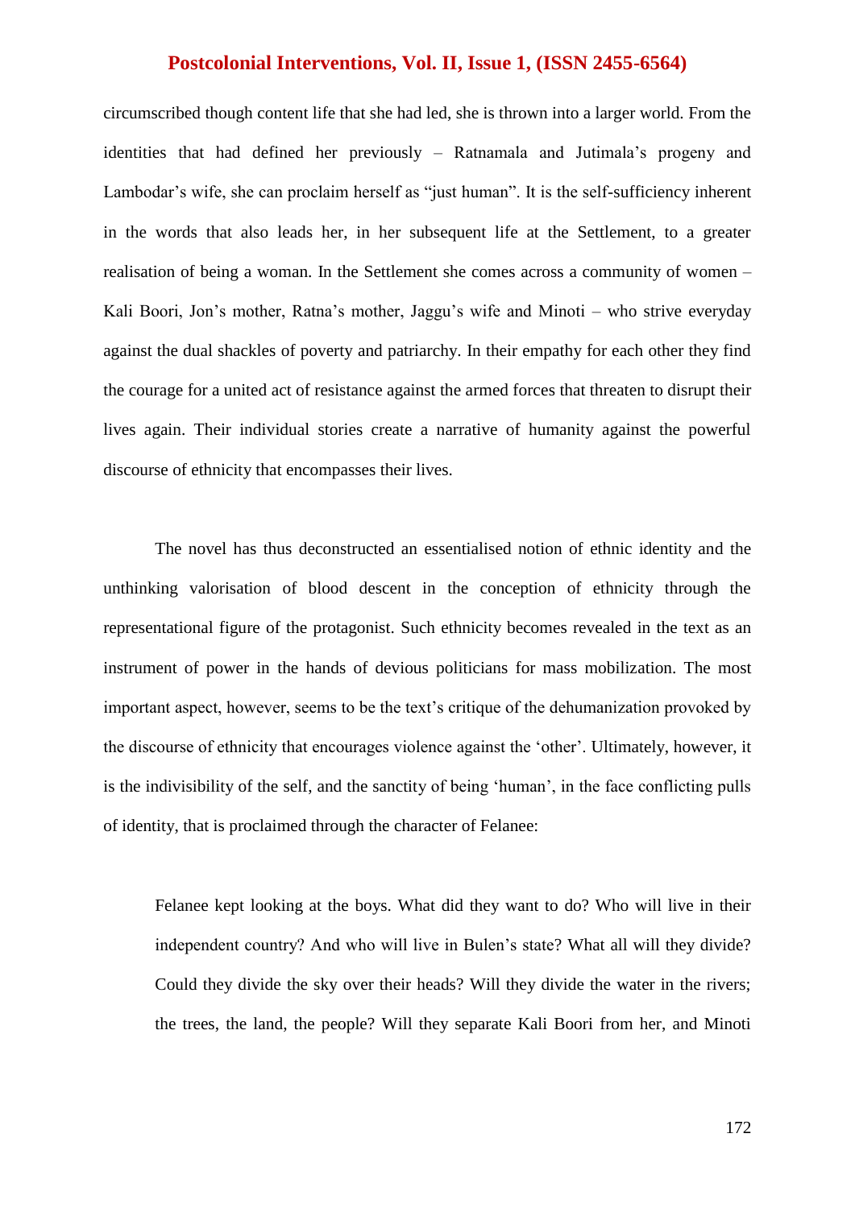circumscribed though content life that she had led, she is thrown into a larger world. From the identities that had defined her previously – Ratnamala and Jutimala's progeny and Lambodar's wife, she can proclaim herself as "just human". It is the self-sufficiency inherent in the words that also leads her, in her subsequent life at the Settlement, to a greater realisation of being a woman. In the Settlement she comes across a community of women – Kali Boori, Jon's mother, Ratna's mother, Jaggu's wife and Minoti – who strive everyday against the dual shackles of poverty and patriarchy. In their empathy for each other they find the courage for a united act of resistance against the armed forces that threaten to disrupt their lives again. Their individual stories create a narrative of humanity against the powerful discourse of ethnicity that encompasses their lives.

The novel has thus deconstructed an essentialised notion of ethnic identity and the unthinking valorisation of blood descent in the conception of ethnicity through the representational figure of the protagonist. Such ethnicity becomes revealed in the text as an instrument of power in the hands of devious politicians for mass mobilization. The most important aspect, however, seems to be the text's critique of the dehumanization provoked by the discourse of ethnicity that encourages violence against the 'other'. Ultimately, however, it is the indivisibility of the self, and the sanctity of being 'human', in the face conflicting pulls of identity, that is proclaimed through the character of Felanee:

> Felanee kept looking at the boys. What did they want to do? Who will live in their independent country? And who will live in Bulen's state? What all will they divide? Could they divide the sky over their heads? Will they divide the water in the rivers; the trees, the land, the people? Will they separate Kali Boori from her, and Minoti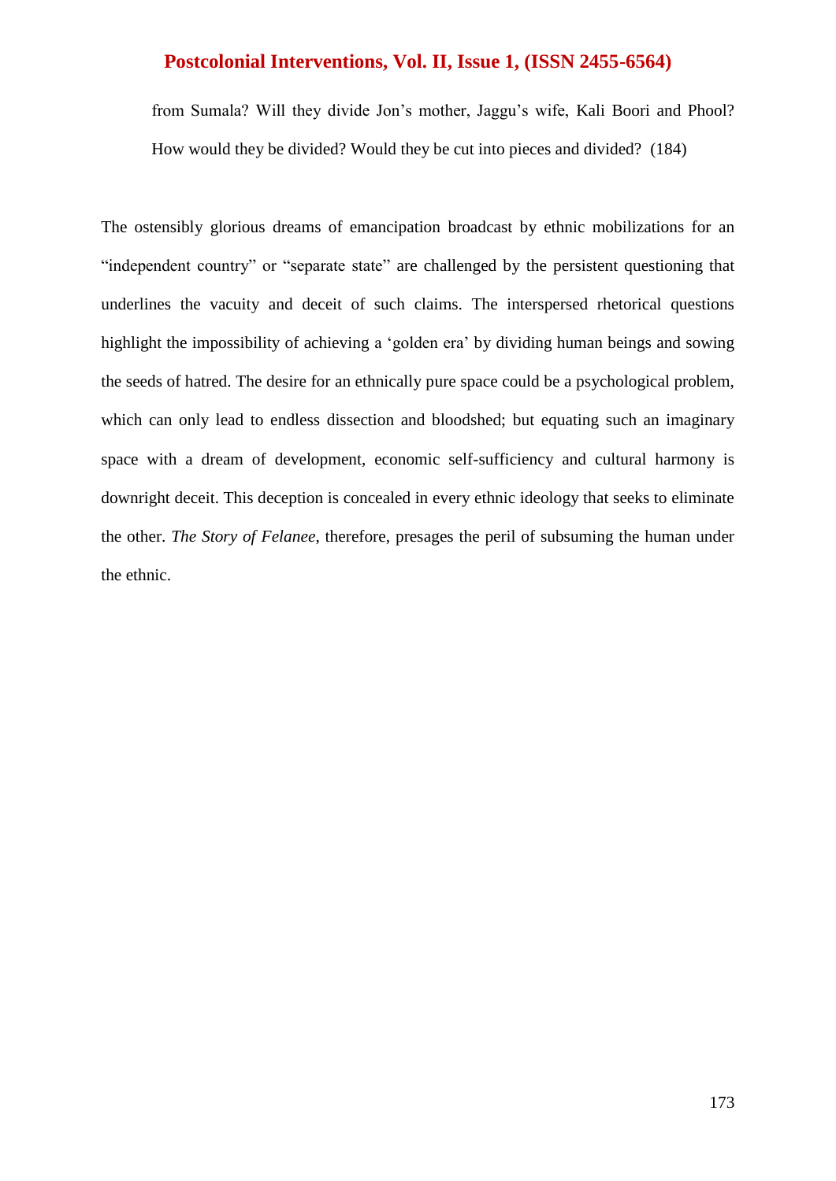> from Sumala? Will they divide Jon's mother, Jaggu's wife, Kali Boori and Phool? How would they be divided? Would they be cut into pieces and divided? (184)

The ostensibly glorious dreams of emancipation broadcast by ethnic mobilizations for an "independent country" or "separate state" are challenged by the persistent questioning that underlines the vacuity and deceit of such claims. The interspersed rhetorical questions highlight the impossibility of achieving a 'golden era' by dividing human beings and sowing the seeds of hatred. The desire for an ethnically pure space could be a psychological problem, which can only lead to endless dissection and bloodshed; but equating such an imaginary space with a dream of development, economic self-sufficiency and cultural harmony is downright deceit. This deception is concealed in every ethnic ideology that seeks to eliminate the other. *The Story of Felanee*, therefore, presages the peril of subsuming the human under the ethnic.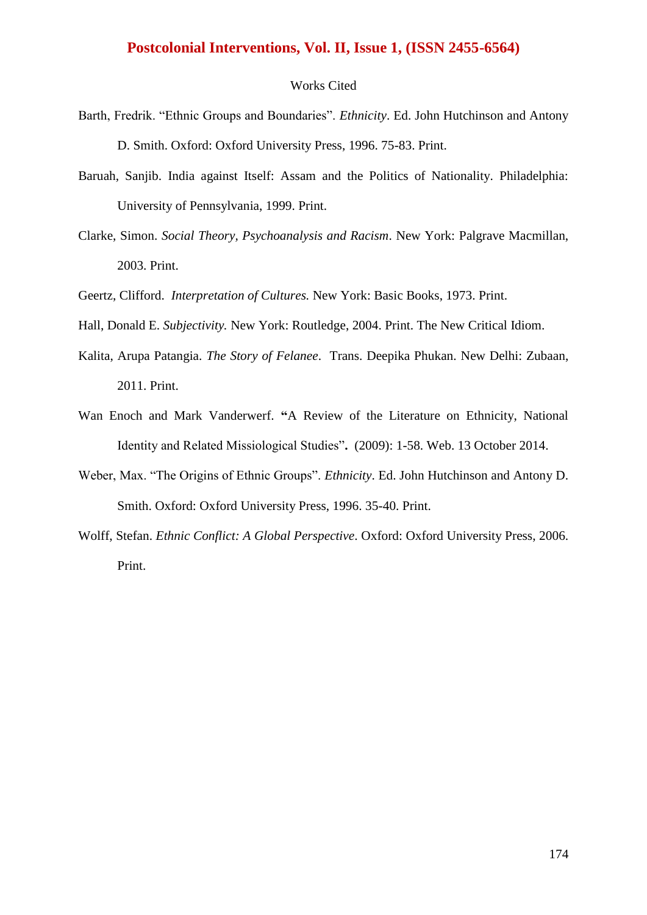Works Cited

Barth, Fredrik. "Ethnic Groups and Boundaries". *Ethnicity*. Ed. John Hutchinson and Antony D. Smith. Oxford: Oxford University Press, 1996. 75-83. Print.

Baruah, Sanjib. India against Itself: Assam and the Politics of Nationality. Philadelphia: University of Pennsylvania, 1999. Print.

Clarke, Simon. *Social Theory, Psychoanalysis and Racism*. New York: Palgrave Macmillan, 2003. Print.

Geertz, Clifford. *Interpretation of Cultures.* New York: Basic Books, 1973. Print.

Hall, Donald E. *Subjectivity.* New York: Routledge, 2004. Print. The New Critical Idiom.

Kalita, Arupa Patangia. *The Story of Felanee*. Trans. Deepika Phukan. New Delhi: Zubaan, 2011. Print.

Wan Enoch and Mark Vanderwerf. **"**A Review of the Literature on Ethnicity, National Identity and Related Missiological Studies"**.** (2009): 1-58. Web. 13 October 2014.

Weber, Max. "The Origins of Ethnic Groups". *Ethnicity*. Ed. John Hutchinson and Antony D. Smith. Oxford: Oxford University Press, 1996. 35-40. Print.

Wolff, Stefan. *Ethnic Conflict: A Global Perspective*. Oxford: Oxford University Press, 2006. Print.